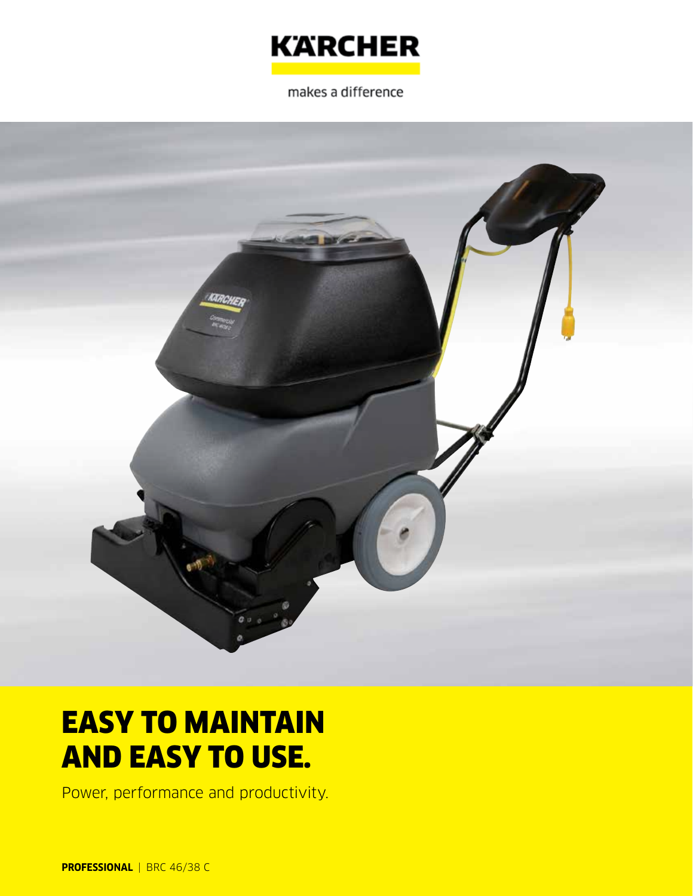KÄRCHER

makes a difference

# EASY TO MAINTAIN AND EASY TO USE.

Power, performance and productivity.

**PROFESSIONAL** | BRC 46/38 C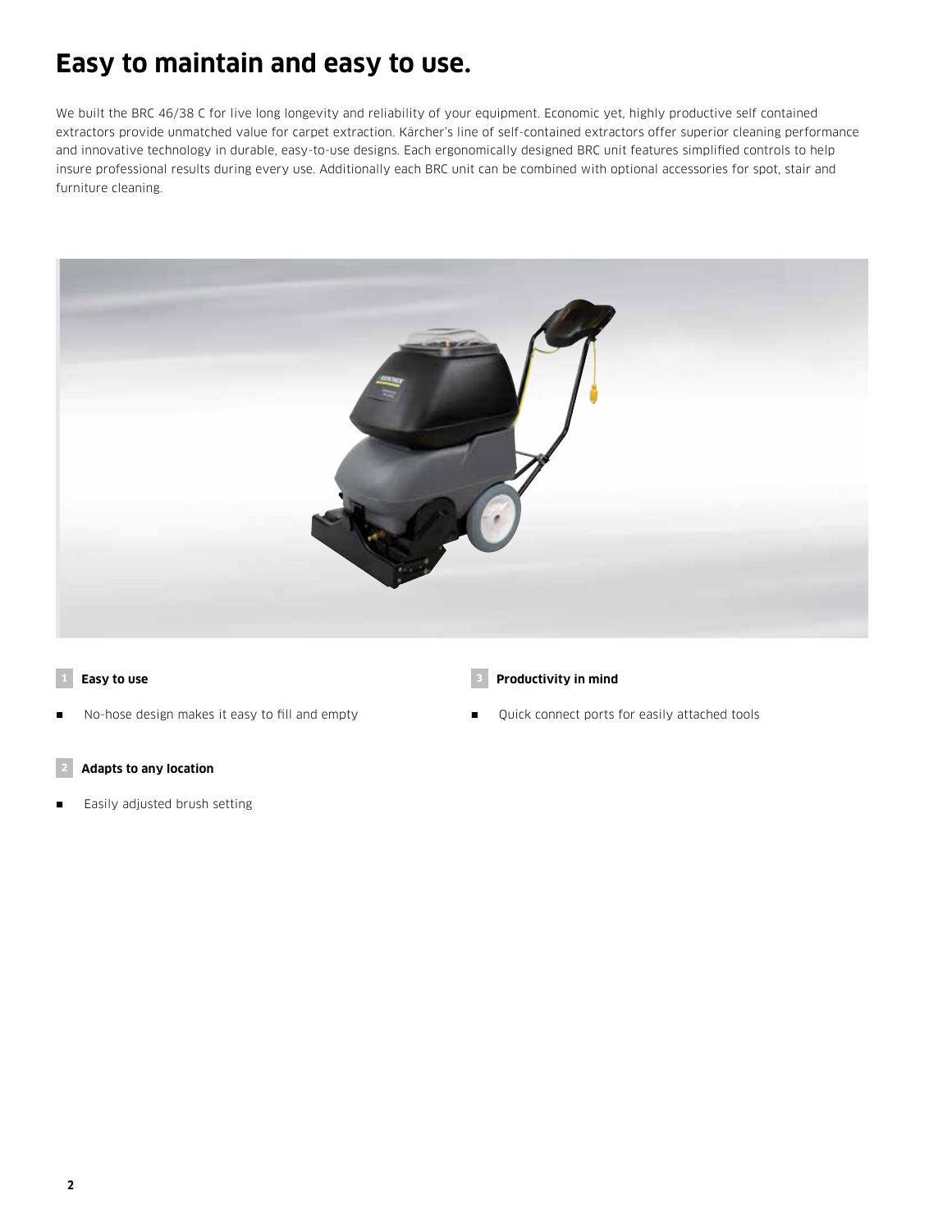# Easy to maintain and easy to use.

We built the BRC 46/38 C for live long longevity and reliability of your equipment. Economic yet, highly productive self contained extractors provide unmatched value for carpet extraction. Kärcher's line of self-contained extractors offer superior cleaning performance and innovative technology in durable, easy-to-use designs. Each ergonomically designed BRC unit features simplified controls to help insure professional results during every use. Additionally each BRC unit can be combined with optional accessories for spot, stair and furniture cleaning.

**1 Easy to use**

- No-hose design makes it easy to fill and empty

**2 Adapts to any location**

- Easily adjusted brush setting

**3 Productivity in mind**

- Quick connect ports for easily attached tools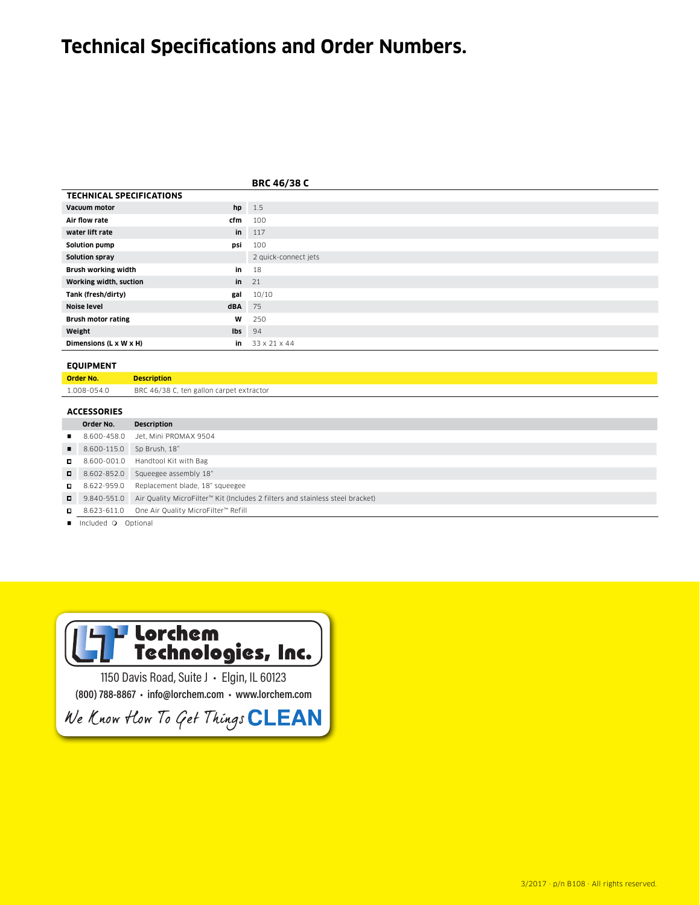# Technical Specifications and Order Numbers.

| TECHNICAL SPECIFICATIONS | | BRC 46/38 C |
|---|---|---|
| Vacuum motor | hp | 1.5 |
| Air flow rate | cfm | 100 |
| water lift rate | in | 117 |
| Solution pump | psi | 100 |
| Solution spray | | 2 quick-connect jets |
| Brush working width | in | 18 |
| Working width, suction | in | 21 |
| Tank (fresh/dirty) | gal | 10/10 |
| Noise level | dBA | 75 |
| Brush motor rating | W | 250 |
| Weight | lbs | 94 |
| Dimensions (L x W x H) | in | 33 x 21 x 44 |

## EQUIPMENT

| Order No. | Description |
|---|---|
| 1.008-054.0 | BRC 46/38 C, ten gallon carpet extractor |

## ACCESSORIES

| | Order No. | Description |
|---|---|---|
| ■ | 8.600-458.0 | Jet, Mini PROMAX 9504 |
| ■ | 8.600-115.0 | Sp Brush, 18" |
| ◘ | 8.600-001.0 | Handtool Kit with Bag |
| ◘ | 8.602-852.0 | Squeegee assembly 18" |
| ◘ | 8.622-959.0 | Replacement blade, 18" squeegee |
| ◘ | 9.840-551.0 | Air Quality MicroFilter™ Kit (Includes 2 filters and stainless steel bracket) |
| ◘ | 8.623-611.0 | One Air Quality MicroFilter™ Refill |

■ Included ❍ Optional

Lorchem Technologies, Inc.

1150 Davis Road, Suite J • Elgin, IL 60123

(800) 788-8867 • info@lorchem.com • www.lorchem.com

We Know How To Get Things CLEAN

3/2017 · p/n B108 · All rights reserved.